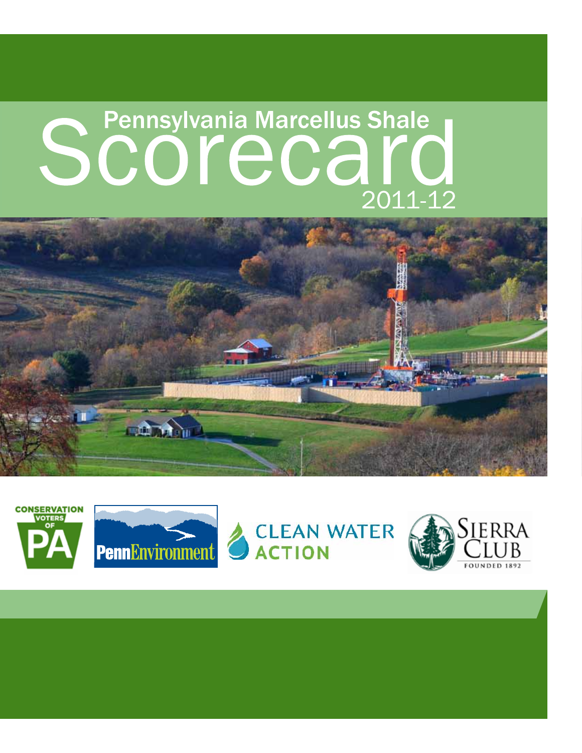# Pennsylvania Marcellus Shale Scorecard 2011-12

CONSERVATION VOTERS OF PA

PennEnvironment

CLEAN WATER ACTION

SIERRA CLUB
FOUNDED 1892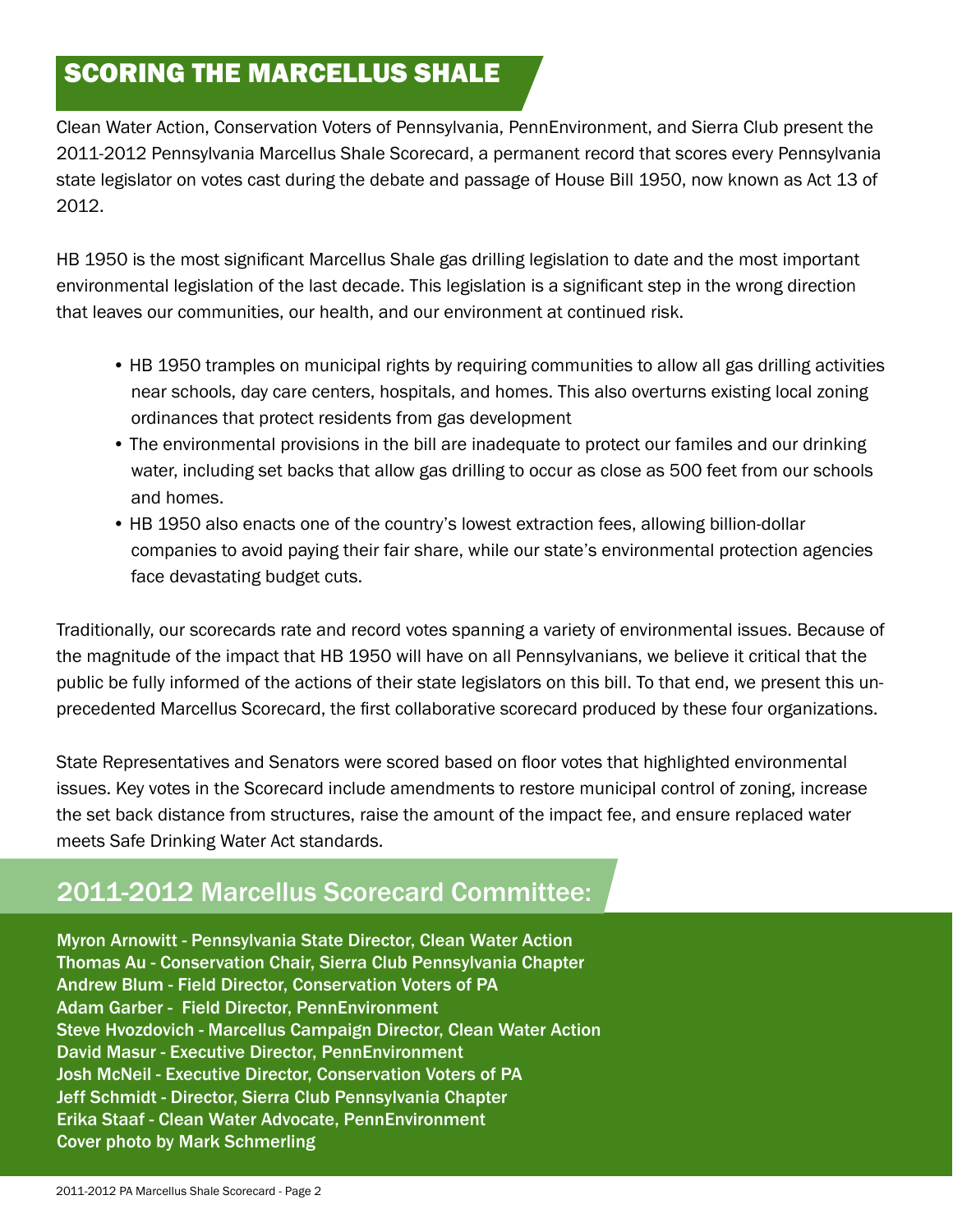# SCORING THE MARCELLUS SHALE

Clean Water Action, Conservation Voters of Pennsylvania, PennEnvironment, and Sierra Club present the 2011-2012 Pennsylvania Marcellus Shale Scorecard, a permanent record that scores every Pennsylvania state legislator on votes cast during the debate and passage of House Bill 1950, now known as Act 13 of 2012.

HB 1950 is the most significant Marcellus Shale gas drilling legislation to date and the most important environmental legislation of the last decade. This legislation is a significant step in the wrong direction that leaves our communities, our health, and our environment at continued risk.

- HB 1950 tramples on municipal rights by requiring communities to allow all gas drilling activities near schools, day care centers, hospitals, and homes. This also overturns existing local zoning ordinances that protect residents from gas development
- The environmental provisions in the bill are inadequate to protect our familes and our drinking water, including set backs that allow gas drilling to occur as close as 500 feet from our schools and homes.
- HB 1950 also enacts one of the country's lowest extraction fees, allowing billion-dollar companies to avoid paying their fair share, while our state's environmental protection agencies face devastating budget cuts.

Traditionally, our scorecards rate and record votes spanning a variety of environmental issues. Because of the magnitude of the impact that HB 1950 will have on all Pennsylvanians, we believe it critical that the public be fully informed of the actions of their state legislators on this bill. To that end, we present this unprecedented Marcellus Scorecard, the first collaborative scorecard produced by these four organizations.

State Representatives and Senators were scored based on floor votes that highlighted environmental issues. Key votes in the Scorecard include amendments to restore municipal control of zoning, increase the set back distance from structures, raise the amount of the impact fee, and ensure replaced water meets Safe Drinking Water Act standards.

## 2011-2012 Marcellus Scorecard Committee:

**Myron Arnowitt - Pennsylvania State Director, Clean Water Action**
**Thomas Au - Conservation Chair, Sierra Club Pennsylvania Chapter**
**Andrew Blum - Field Director, Conservation Voters of PA**
**Adam Garber - Field Director, PennEnvironment**
**Steve Hvozdovich - Marcellus Campaign Director, Clean Water Action**
**David Masur - Executive Director, PennEnvironment**
**Josh McNeil - Executive Director, Conservation Voters of PA**
**Jeff Schmidt - Director, Sierra Club Pennsylvania Chapter**
**Erika Staaf - Clean Water Advocate, PennEnvironment**
**Cover photo by Mark Schmerling**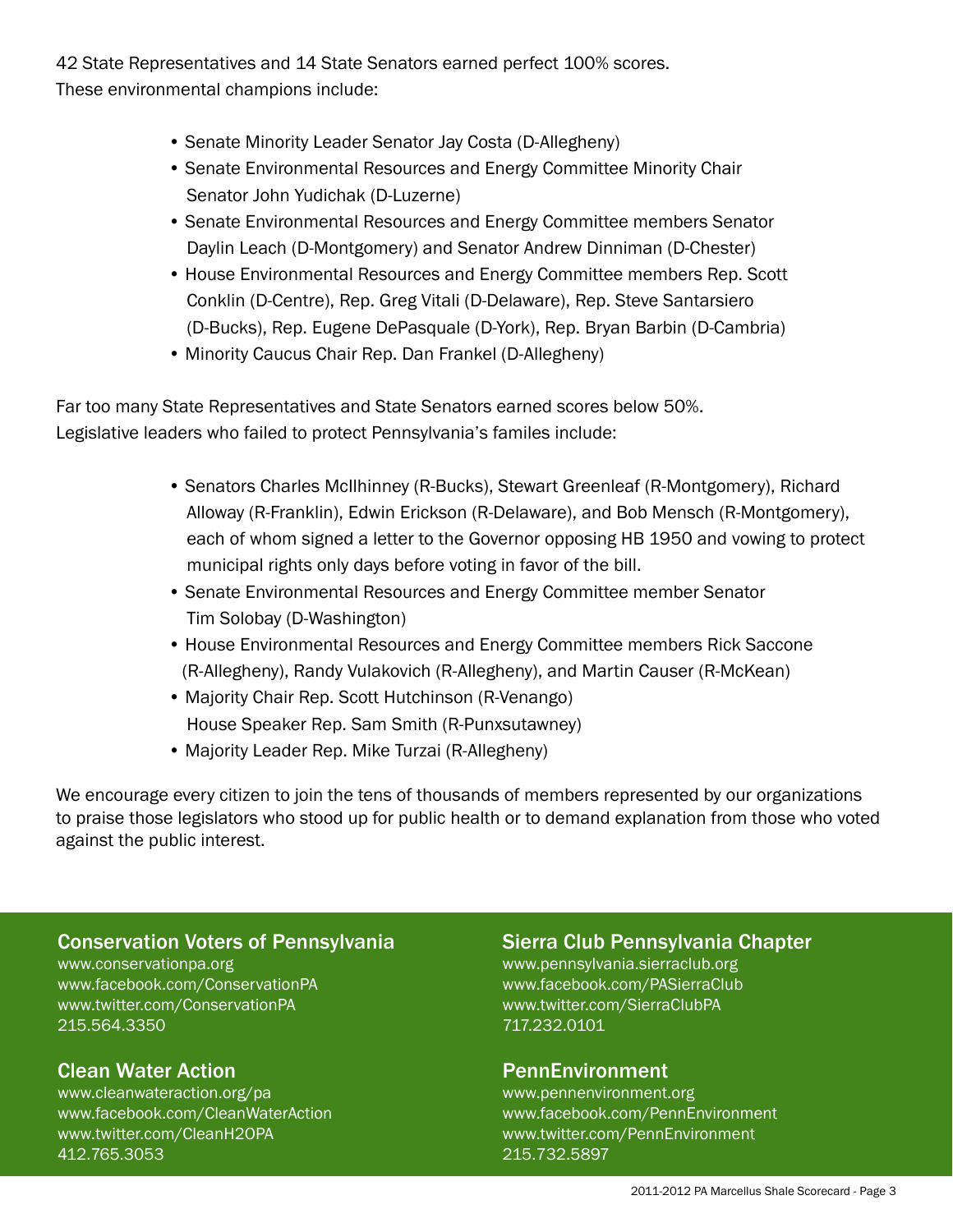42 State Representatives and 14 State Senators earned perfect 100% scores.
These environmental champions include:

- Senate Minority Leader Senator Jay Costa (D-Allegheny)
- Senate Environmental Resources and Energy Committee Minority Chair Senator John Yudichak (D-Luzerne)
- Senate Environmental Resources and Energy Committee members Senator Daylin Leach (D-Montgomery) and Senator Andrew Dinniman (D-Chester)
- House Environmental Resources and Energy Committee members Rep. Scott Conklin (D-Centre), Rep. Greg Vitali (D-Delaware), Rep. Steve Santarsiero (D-Bucks), Rep. Eugene DePasquale (D-York), Rep. Bryan Barbin (D-Cambria)
- Minority Caucus Chair Rep. Dan Frankel (D-Allegheny)

Far too many State Representatives and State Senators earned scores below 50%.
Legislative leaders who failed to protect Pennsylvania's familes include:

- Senators Charles McIlhinney (R-Bucks), Stewart Greenleaf (R-Montgomery), Richard Alloway (R-Franklin), Edwin Erickson (R-Delaware), and Bob Mensch (R-Montgomery), each of whom signed a letter to the Governor opposing HB 1950 and vowing to protect municipal rights only days before voting in favor of the bill.
- Senate Environmental Resources and Energy Committee member Senator Tim Solobay (D-Washington)
- House Environmental Resources and Energy Committee members Rick Saccone (R-Allegheny), Randy Vulakovich (R-Allegheny), and Martin Causer (R-McKean)
- Majority Chair Rep. Scott Hutchinson (R-Venango) House Speaker Rep. Sam Smith (R-Punxsutawney)
- Majority Leader Rep. Mike Turzai (R-Allegheny)

We encourage every citizen to join the tens of thousands of members represented by our organizations to praise those legislators who stood up for public health or to demand explanation from those who voted against the public interest.

### Conservation Voters of Pennsylvania

www.conservationpa.org
www.facebook.com/ConservationPA
www.twitter.com/ConservationPA
215.564.3350

### Clean Water Action

www.cleanwateraction.org/pa
www.facebook.com/CleanWaterAction
www.twitter.com/CleanH2OPA
412.765.3053

### Sierra Club Pennsylvania Chapter

www.pennsylvania.sierraclub.org
www.facebook.com/PASierraClub
www.twitter.com/SierraClubPA
717.232.0101

### PennEnvironment

www.pennenvironment.org
www.facebook.com/PennEnvironment
www.twitter.com/PennEnvironment
215.732.5897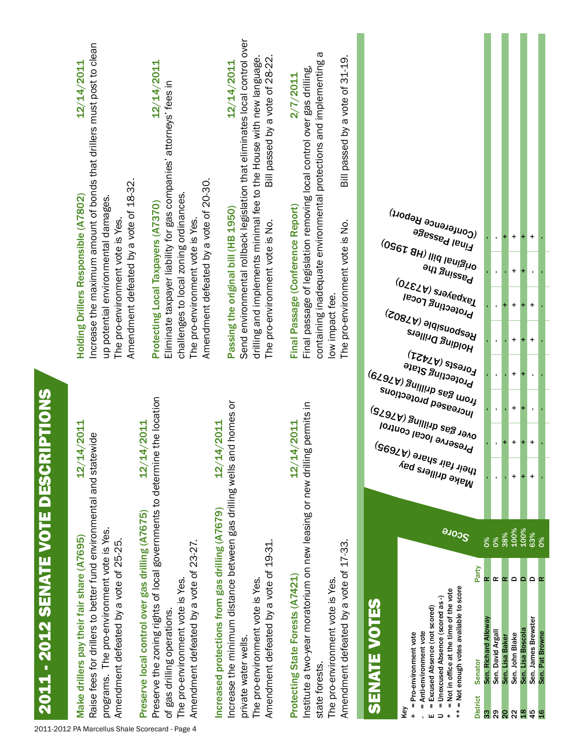# 2011 - 2012 SENATE VOTE DESCRIPTIONS

**Make drillers pay their fair share (A7695)** — 12/14/2011

Raise fees for drillers to better fund environmental and statewide programs. The pro-environment vote is Yes. Amendment defeated by a vote of 25-25.

**Preserve local control over gas drilling (A7675)** — 12/14/2011

Preserve the zoning rights of local governments to determine the location of gas drilling operations. The pro-environment vote is Yes. Amendment defeated by a vote of 23-27.

**Increased protections from gas drilling (A7679)** — 12/14/2011

Increase the minimum distance between gas drilling wells and homes or private water wells. The pro-environment vote is Yes. Amendment defeated by a vote of 19-31.

**Protecting State Forests (A7421)** — 12/14/2011

Institute a two-year moratorium on new leasing or new drilling permits in state forests. The pro-environment vote is Yes. Amendment defeated by a vote of 17-33.

**Holding Drillers Responsible (A7802)** — 12/14/2011

Increase the maximum amount of bonds that drillers must post to clean up potential environmental damages. The pro-environment vote is Yes. Amendment defeated by a vote of 18-32.

**Protecting Local Taxpayers (A7370)** — 12/14/2011

Eliminate taxpayer liability for gas companies' attorneys' fees in challenges to local zoning ordinances. The pro-environment vote is Yes. Amendment defeated by a vote of 20-30.

**Passing the original bill (HB 1950)** — 12/14/2011

Send environmental rollback legislation that eliminates local control over drilling and implements minimal fee to the House with new language. The pro-environment vote is No. Bill passed by a vote of 28-22.

**Final Passage (Conference Report)** — 2/7/2011

Final passage of legislation removing local control over gas drilling, containing inadequate environmental protections and implementing a low impact fee. The pro-environment vote is No. Bill passed by a vote of 31-19.

# SENATE VOTES

Key
- + = Pro-environment vote
- - = Anti-environment vote
- E = Excused Absence (not scored)
- U = Unexcused Absence (scored as -)
- * = Not in office at the time of the vote
- ** = Not enough votes available to score

| District | Senator | Party | Score | Make drillers pay their fair share (A7695) | Preserve local control over gas drilling (A7675) | Increased protections from gas drilling (A7679) | Protecting State Forests (A7421) | Holding Drillers Responsible (A7802) | Protecting Local Taxpayers (A7370) | Passing the original bill (HB 1950) | Final Passage (Conference Report) |
|---|---|---|---|---|---|---|---|---|---|---|---|
| 33 | Sen. Richard Alloway | R | 0% | - | - | - | - | - | - | - | - |
| 29 | Sen. David Argall | R | 0% | - | - | - | - | - | - | - | - |
| 20 | Sen. Lisa Baker | R | 38% | - | + | - | - | - | + | - | + |
| 22 | Sen. John Blake | D | 100% | + | + | + | + | + | + | + | + |
| 18 | Sen. Lisa Boscola | D | 100% | + | + | + | + | + | + | + | + |
| 45 | Sen. James Brewster | D | 63% | + | + | - | - | + | + | - | + |
| 16 | Sen. Pat Browne | R | 0% | - | - | - | - | - | - | - | - |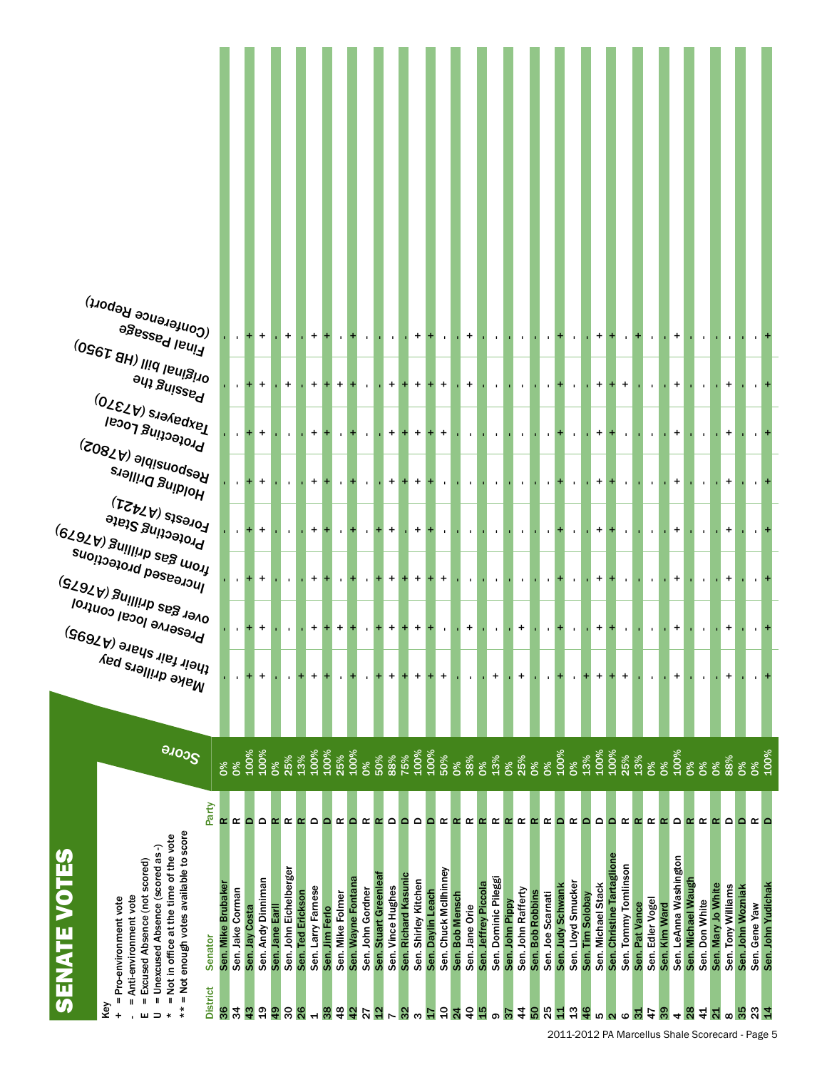# SENATE VOTES

**Key**

- \+ = Pro-environment vote
- \- = Anti-environment vote
- E = Excused Absence (not scored)
- U = Unexcused Absence (scored as -)
- \* = Not in office at the time of the vote
- \*\* = Not enough votes available to score

| District | Senator | Party | Score | Make drillers pay their fair share (A7695) | Preserve local control over gas drilling (A7675) | Increased protections from gas drilling (A7679) | Protecting State Forests (A7421) | Holding Drillers Responsible (A7802) | Protecting Local Taxpayers (A7370) | Passing the original bill (HB 1950) | Final Passage (Conference Report) |
|---|---|---|---|---|---|---|---|---|---|---|---|
| 36 | Sen. Mike Brubaker | R | 0% | - | - | - | - | - | - | - | - |
| 34 | Sen. Jake Corman | R | 0% | - | - | - | - | - | - | - | - |
| 43 | Sen. Jay Costa | D | 100% | + | + | + | + | + | + | + | + |
| 19 | Sen. Andy Dinniman | D | 100% | + | + | + | + | + | + | + | + |
| 49 | Sen. Jane Earll | R | 0% | - | - | - | - | - | - | - | - |
| 30 | Sen. John Eichelberger | R | 25% | - | - | - | - | - | - | + | + |
| 26 | Sen. Ted Erickson | R | 13% | + | - | - | - | - | - | - | - |
| 1 | Sen. Larry Farnese | D | 100% | + | + | + | + | + | + | + | + |
| 38 | Sen. Jim Ferlo | D | 100% | + | + | + | + | + | + | + | + |
| 48 | Sen. Mike Folmer | R | 25% | - | + | - | - | - | - | + | - |
| 42 | Sen. Wayne Fontana | D | 100% | + | + | + | + | + | + | + | + |
| 27 | Sen. John Gordner | R | 0% | - | - | - | - | - | - | - | - |
| 12 | Sen. Stuart Greenleaf | R | 50% | + | + | + | + | - | - | - | - |
| 7 | Sen. Vince Hughes | D | 88% | + | + | + | + | + | + | + | - |
| 32 | Sen. Richard Kasunic | D | 75% | + | + | + | - | + | + | + | - |
| 3 | Sen. Shirley Kitchen | D | 100% | + | + | + | + | + | + | + | + |
| 17 | Sen. Daylin Leach | D | 100% | + | + | + | + | + | + | + | + |
| 10 | Sen. Chuck McIlhinney | R | 50% | + | - | + | - | - | + | + | - |
| 24 | Sen. Bob Mensch | R | 0% | - | - | - | - | - | - | - | - |
| 40 | Sen. Jane Orie | R | 38% | - | + | - | - | - | - | + | + |
| 15 | Sen. Jeffrey Piccola | R | 0% | - | - | - | - | - | - | - | - |
| 9 | Sen. Dominic Pileggi | R | 13% | + | - | - | - | - | - | - | - |
| 37 | Sen. John Pippy | R | 0% | - | - | - | - | - | - | - | - |
| 44 | Sen. John Rafferty | R | 25% | + | + | - | - | - | - | - | - |
| 50 | Sen. Bob Robbins | R | 0% | - | - | - | - | - | - | - | - |
| 25 | Sen. Joe Scarnati | R | 0% | - | - | - | - | - | - | - | - |
| 11 | Sen. Judy Schwank | D | 100% | + | + | + | + | + | + | + | + |
| 13 | Sen. Lloyd Smucker | R | 0% | - | - | - | - | - | - | - | - |
| 46 | Sen. Tim Solobay | D | 13% | + | - | - | - | - | - | - | - |
| 5 | Sen. Michael Stack | D | 100% | + | + | + | + | + | + | + | + |
| 2 | Sen. Christine Tartaglione | D | 100% | + | + | + | + | + | + | + | + |
| 6 | Sen. Tommy Tomlinson | R | 25% | + | - | - | - | - | - | + | - |
| 31 | Sen. Pat Vance | R | 13% | - | - | - | - | - | - | - | + |
| 47 | Sen. Edler Vogel | R | 0% | - | - | - | - | - | - | - | - |
| 39 | Sen. Kim Ward | R | 0% | - | - | - | - | - | - | - | - |
| 4 | Sen. LeAnna Washington | D | 100% | + | + | + | + | + | + | + | + |
| 28 | Sen. Michael Waugh | R | 0% | - | - | - | - | - | - | - | - |
| 41 | Sen. Don White | R | 0% | - | - | - | - | - | - | - | - |
| 21 | Sen. Mary Jo White | R | 0% | - | - | - | - | - | - | - | - |
| 8 | Sen. Tony Williams | D | 88% | + | + | + | + | + | + | + | - |
| 35 | Sen. John Wozniak | D | 0% | - | - | - | - | - | - | - | - |
| 23 | Sen. Gene Yaw | R | 0% | - | - | - | - | - | - | - | - |
| 14 | Sen. John Yudichak | D | 100% | + | + | + | + | + | + | + | + |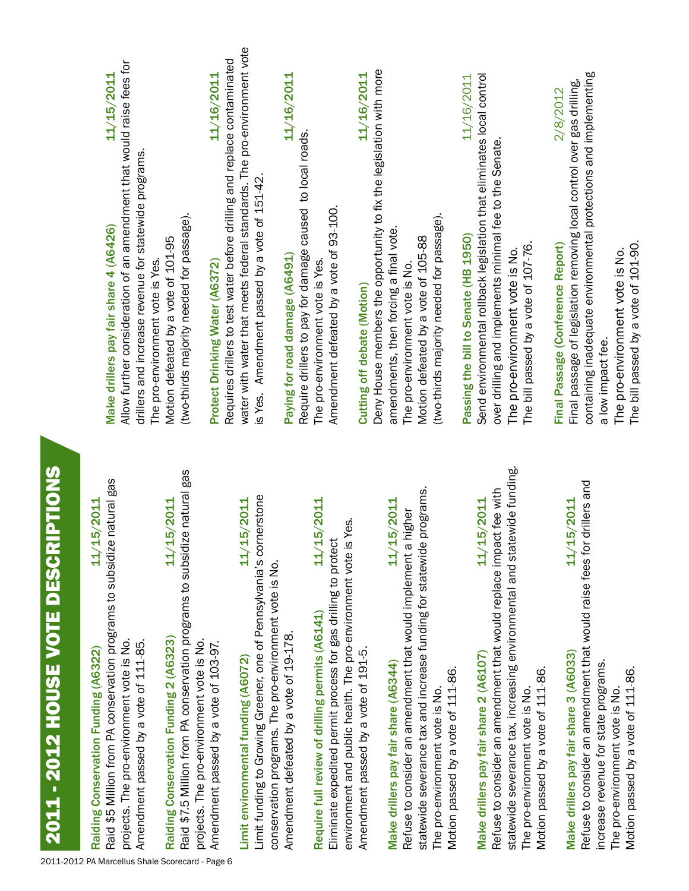# 2011 - 2012 HOUSE VOTE DESCRIPTIONS

**Raiding Conservation Funding (A6322)** 11/15/2011
Raid $5 Million from PA conservation programs to subsidize natural gas projects. The pro-environment vote is No.
Amendment passed by a vote of 111-85.

**Raiding Conservation Funding 2 (A6323)** 11/15/2011
Raid $7.5 Million from PA conservation programs to subsidize natural gas projects. The pro-environment vote is No.
Amendment passed by a vote of 103-97.

**Limit environmental funding (A6072)** 11/15/2011
Limit funding to Growing Greener, one of Pennsylvania's cornerstone conservation programs. The pro-environment vote is No.
Amendment defeated by a vote of 19-178.

**Require full review of drilling permits (A6141)** 11/15/2011
Eliminate expedited permit process for gas drilling to protect environment and public health. The pro-environment vote is Yes.
Amendment passed by a vote of 191-5.

**Make drillers pay fair share (A6344)** 11/15/2011
Refuse to consider an amendment that would implement a higher statewide severance tax and increase funding for statewide programs.
The pro-environment vote is No.
Motion passed by a vote of 111-86.

**Make drillers pay fair share 2 (A6107)** 11/15/2011
Refuse to consider an amendment that would replace impact fee with statewide severance tax, increasing environmental and statewide funding.
The pro-environment vote is No.
Motion passed by a vote of 111-86.

**Make drillers pay fair share 3 (A6033)** 11/15/2011
Refuse to consider an amendment that would raise fees for drillers and increase revenue for state programs.
The pro-environment vote is No.
Motion passed by a vote of 111-86.

**Make drillers pay fair share 4 (A6426)** 11/15/2011
Allow further consideration of an amendment that would raise fees for drillers and increase revenue for statewide programs.
The pro-environment vote is Yes.
Motion defeated by a vote of 101-95
(two-thirds majority needed for passage).

**Protect Drinking Water (A6372)** 11/16/2011
Requires drillers to test water before drilling and replace contaminated water with water that meets federal standards. The pro-environment vote is Yes. Amendment passed by a vote of 151-42.

**Paying for road damage (A6491)** 11/16/2011
Require drillers to pay for damage caused to local roads.
The pro-environment vote is Yes.
Amendment defeated by a vote of 93-100.

**Cutting off debate (Motion)** 11/16/2011
Deny House members the opportunity to fix the legislation with more amendments, then forcing a final vote.
The pro-environment vote is No.
Motion defeated by a vote of 105-88
(two-thirds majority needed for passage).

**Passing the bill to Senate (HB 1950)** 11/16/2011
Send environmental rollback legislation that eliminates local control over drilling and implements minimal fee to the Senate.
The pro-environment vote is No.
The bill passed by a vote of 107-76.

**Final Passage (Conference Report)** 2/8/2012
Final passage of legislation removing local control over gas drilling, containing inadequate environmental protections and implementing a low impact fee.
The pro-environment vote is No.
The bill passed by a vote of 101-90.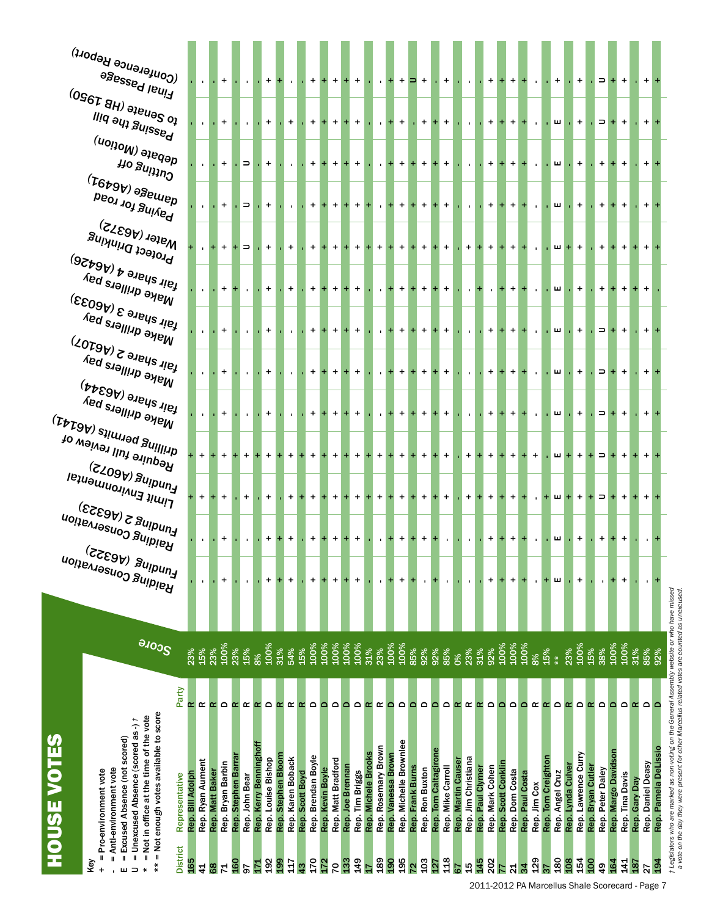# HOUSE VOTES

**Key**

- \+ = Pro-environment vote
- \- = Anti-environment vote
- E = Excused Absence (not scored)
- U = Unexcused Absence (scored as -) †
- \* = Not in office at the time of the vote
- \*\* = Not enough votes available to score

| District | Representative | Party | Score | Raiding Conservation Funding (A6322) | Raiding Conservation Funding 2 (A6323) | Limit Environmental Funding (A6072) | Require full review of drilling permits (A6141) | Make drillers pay fair share (A6344) | Make drillers pay fair share 2 (A6107) | Make drillers pay fair share 3 (A6033) | Make drillers pay fair share 4 (A6426) | Protect Drinking Water (A6372) | Paying for road damage (A6491) | Cutting off debate (Motion) | Passing the bill to Senate (HB 1950) | Final Passage (Conference Report) |
|---|---|---|---|---|---|---|---|---|---|---|---|---|---|---|---|---|
| 165 | Rep. Bill Adolph | R | 23% | - | - | + | + | - | - | - | - | + | - | - | - | - |
| 41 | Rep. Ryan Aument | R | 15% | - | - | + | + | - | - | - | - | - | - | - | - | - |
| 68 | Rep. Matt Baker | R | 23% | - | - | + | + | - | - | - | - | + | - | - | - | - |
| 71 | Rep. Bryan Barbin | D | 100% | + | + | + | + | + | + | + | + | + | + | + | + | + |
| 160 | Rep. Stephen Barrar | R | 23% | - | - | - | + | - | - | - | + | + | - | - | - | - |
| 97 | Rep. John Bear | R | 15% | - | - | + | + | - | - | - | - | U | U | U | - | - |
| 171 | Rep. Kerry Benninghoff | R | 8% | - | - | - | + | - | - | - | - | - | - | - | - | - |
| 192 | Rep. Louise Bishop | D | 100% | + | + | + | + | + | + | + | + | + | + | + | + | + |
| 199 | Rep. Stephen Bloom | R | 31% | + | + | - | + | - | - | - | - | - | - | - | - | + |
| 117 | Rep. Karen Boback | R | 54% | + | + | + | + | - | - | - | + | + | - | - | + | - |
| 43 | Rep. Scott Boyd | R | 15% | - | - | + | + | - | - | - | - | - | - | - | - | - |
| 170 | Rep. Brendan Boyle | D | 100% | + | + | + | + | + | + | + | + | + | + | + | + | + |
| 172 | Rep. Kevin Boyle | D | 100% | + | + | + | + | + | + | + | + | + | + | + | + | + |
| 70 | Rep. Matt Bradford | D | 100% | + | + | + | + | + | + | + | + | + | + | + | + | + |
| 133 | Rep. Joe Brennan | D | 100% | + | + | + | + | + | + | + | + | + | + | + | + | + |
| 149 | Rep. Tim Briggs | D | 100% | + | + | + | + | + | + | + | + | + | + | + | + | + |
| 17 | Rep. Michele Brooks | R | 31% | - | - | + | + | - | - | - | - | + | + | - | - | - |
| 189 | Rep. Rosemary Brown | R | 23% | - | - | + | + | - | - | - | - | + | - | - | - | - |
| 190 | Rep. Vanessa Brown | D | 100% | + | + | + | + | + | + | + | + | + | + | + | + | + |
| 195 | Rep. Michelle Brownlee | D | 100% | + | + | + | + | + | + | + | + | + | + | + | + | + |
| 72 | Rep. Frank Burns | D | 85% | + | + | + | + | + | + | + | + | + | + | + | - | U |
| 103 | Rep. Ron Buxton | D | 92% | - | + | + | + | + | + | + | + | + | + | + | + | + |
| 127 | Rep. Tom Caltagirone | D | 92% | + | + | + | + | + | + | + | + | + | + | + | + | - |
| 118 | Rep. Mike Carroll | D | 85% | - | - | + | + | + | + | + | + | + | + | + | + | + |
| 67 | Rep. Martin Causer | R | 0% | - | - | - | - | - | - | - | - | - | - | - | - | - |
| 15 | Rep. Jim Christiana | R | 23% | - | - | + | + | - | - | - | - | + | - | - | - | - |
| 145 | Rep. Paul Clymer | R | 31% | - | - | + | + | - | - | - | + | + | - | - | - | - |
| 202 | Rep. Mark Cohen | D | 92% | + | + | + | + | + | + | + | - | + | + | + | + | + |
| 77 | Rep. Scott Conklin | D | 100% | + | + | + | + | + | + | + | + | + | + | + | + | + |
| 21 | Rep. Dom Costa | D | 100% | + | + | + | + | + | + | + | + | + | + | + | + | + |
| 34 | Rep. Paul Costa | D | 100% | + | + | + | + | + | + | + | + | + | + | + | + | + |
| 129 | Rep. Jim Cox | R | 8% | - | - | - | + | - | - | - | - | - | - | - | - | - |
| 37 | Rep. Tom Creighton | R | 15% | + | - | + | - | - | - | - | - | - | - | - | - | - |
| 180 | Rep. Angel Cruz | D | ** | E | E | E | E | E | E | E | E | E | E | E | E | + |
| 108 | Rep. Lynda Culver | R | 23% | - | - | + | + | - | - | - | - | + | - | - | - | - |
| 154 | Rep. Lawrence Curry | D | 100% | + | + | + | + | + | + | + | + | + | + | + | + | + |
| 100 | Rep. Bryan Cutler | R | 15% | - | - | + | + | - | - | - | - | - | - | - | - | - |
| 49 | Rep. Peter Daley | D | 38% | - | + | U | U | U | U | U | + | + | + | + | U | U |
| 164 | Rep. Margo Davidson | D | 100% | + | + | + | + | + | + | + | + | + | + | + | + | + |
| 141 | Rep. Tina Davis | D | 100% | + | + | + | + | + | + | + | + | + | + | + | + | + |
| 187 | Rep. Gary Day | R | 31% | - | - | + | + | - | - | - | + | + | - | - | - | - |
| 27 | Rep. Daniel Deasy | D | 85% | - | - | + | + | + | + | + | + | + | + | + | + | + |
| 194 | Rep. Pamela DeLissio | D | 92% | + | + | + | + | + | + | + | - | + | + | + | + | + |

*† Legislators who are marked as non-voting on the General Assembly website or who have missed a vote on the day they were present for other Marcellus related votes are counted as unexcused.*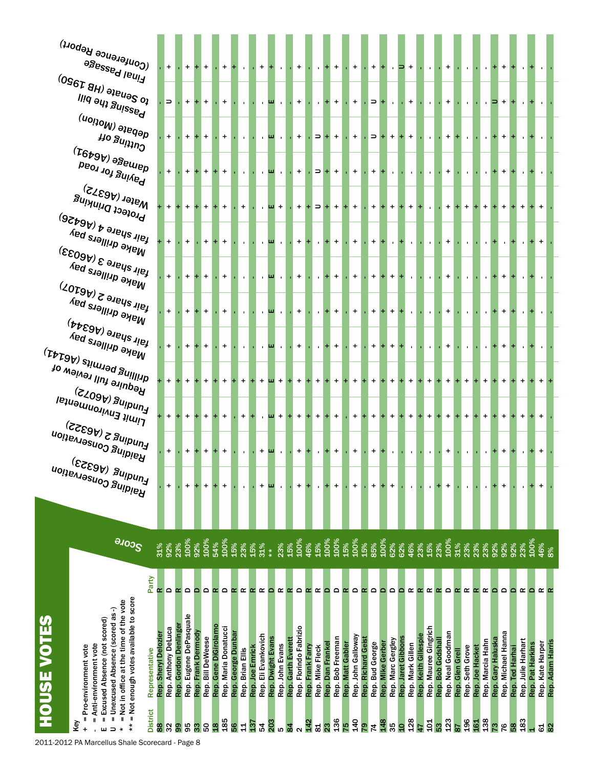# HOUSE VOTES

Key

- \+ = Pro-environment vote
- \- = Anti-environment vote
- E = Excused Absence (not scored)
- U = Unexcused Absence (scored as -)
- \* = Not in office at the time of the vote
- \*\* = Not enough votes available to score

| District | Representative | Party | Score | Raiding Conservation Funding (A6323) | Raiding Conservation Funding 2 (A6322) | Limit Environmental Funding (A6072) | Require full review of drilling permits (A6741) | Make drillers pay fair share (A6344) | Make drillers pay fair share 2 (A6107) | Make drillers pay fair share 3 (A6033) | Make drillers pay fair share 4 (A6426) | Protect Drinking Water (A6372) | Paying for road damage (A6491) | Cutting off debate (Motion) | Passing the bill to Senate (HB 1950) | Final Passage (Conference Report) |
|---|---|---|---|---|---|---|---|---|---|---|---|---|---|---|---|---|
| 88 | Rep. Sheryl Delozier | R | 31% | - | - | + | + | - | - | - | + | + | - | - | - | - |
| 32 | Rep. Anthony DeLuca | D | 92% | + | + | + | + | + | + | + | + | + | + | + | U | + |
| 99 | Rep. Gordon Denlinger | R | 23% | - | - | + | + | - | - | - | - | + | - | - | - | - |
| 95 | Rep. Eugene DePasquale | D | 100% | + | + | + | + | + | + | + | + | + | + | + | + | + |
| 33 | Rep. Frank Dermody | D | 92% | + | + | + | + | + | + | + | - | + | + | + | + | + |
| 50 | Rep. Bill DeWeese | D | 100% | + | + | + | + | + | + | + | + | + | + | + | + | + |
| 18 | Rep. Gene DiGirolamo | R | 54% | + | + | + | + | - | - | - | + | + | + | - | - | - |
| 185 | Rep. Maria Donatucci | D | 100% | + | + | + | + | + | + | + | + | + | + | + | + | + |
| 56 | Rep. George Dunbar | R | 15% | - | - | - | + | - | - | - | - | - | - | - | - | + |
| 11 | Rep. Brian Ellis | R | 23% | - | - | + | + | - | - | - | - | + | - | - | - | - |
| 137 | Rep. Joe Emrick | R | 15% | - | - | + | + | - | - | - | - | - | - | - | - | - |
| 54 | Rep. Eli Evankovich | R | 31% | + | + | - | + | - | - | - | - | - | - | - | - | + |
| 203 | Rep. Dwight Evans | D | ** | E | E | E | E | E | E | E | E | E | E | E | E | + |
| 5 | Rep. John Evans | R | 23% | - | - | + | + | - | - | - | - | + | - | - | - | - |
| 84 | Rep. Garth Everett | R | 15% | - | - | + | + | - | - | - | - | - | - | - | - | - |
| 2 | Rep. Florindo Fabrizio | D | 100% | + | + | + | + | + | + | + | + | + | + | + | + | + |
| 142 | Rep. Frank Farry | R | 46% | + | + | + | + | - | - | - | + | + | - | - | - | - |
| 81 | Rep. Mike Fleck | R | 15% | - | - | + | + | - | - | - | - | U | U | U | - | - |
| 23 | Rep. Dan Frankel | D | 100% | + | + | + | + | + | + | + | + | + | + | + | + | + |
| 136 | Rep. Bob Freeman | D | 100% | + | + | + | + | + | + | + | + | + | + | + | + | + |
| 75 | Rep. Matt Gabler | R | 15% | - | - | - | + | - | - | - | - | + | - | - | - | - |
| 140 | Rep. John Galloway | D | 100% | + | + | + | + | + | + | + | + | + | + | + | + | + |
| 79 | Rep. Richard Geist | R | 15% | - | - | + | + | - | - | - | - | - | - | - | - | - |
| 74 | Rep. Bud George | D | 85% | + | + | + | + | + | + | + | + | + | + | U | U | + |
| 148 | Rep. Mike Gerber | D | 100% | + | + | + | + | + | + | + | + | + | + | + | + | + |
| 35 | Rep. Marc Gergley | D | 62% | + | - | + | + | + | + | + | - | + | - | + | - | - |
| 10 | Rep. Jaret Gibbons | D | 62% | - | - | + | + | + | + | + | + | + | - | + | - | U |
| 128 | Rep. Mark Gillen | R | 46% | - | - | + | + | - | - | - | - | + | + | + | + | + |
| 47 | Rep. Keith Gillespie | R | 23% | - | - | + | + | - | - | - | - | + | - | - | - | - |
| 101 | Rep. Mauree Gingrich | R | 15% | - | - | + | + | - | - | - | - | - | - | - | - | - |
| 53 | Rep. Bob Godshall | R | 23% | + | - | + | + | - | - | - | - | - | - | - | - | - |
| 123 | Rep. Neal Goodman | D | 100% | + | + | + | + | + | + | + | + | + | + | + | + | + |
| 87 | Rep. Glen Grell | R | 31% | - | - | + | + | - | - | - | - | + | - | + | - | - |
| 196 | Rep. Seth Grove | R | 23% | - | - | + | + | - | - | - | - | + | - | - | - | - |
| 161 | Rep. Joe Hackett | R | 23% | - | - | + | + | - | - | - | - | + | - | - | - | - |
| 138 | Rep. Marcia Hahn | R | 23% | - | - | + | + | - | - | - | - | + | - | - | - | - |
| 73 | Rep. Gary Haluska | D | 92% | + | + | + | + | + | + | + | + | + | + | + | U | + |
| 76 | Rep. Michael Hanna | D | 92% | + | + | + | + | + | + | + | - | + | + | + | + | + |
| 58 | Rep. Ted Harhai | D | 92% | - | + | + | + | + | + | + | + | + | + | + | + | + |
| 183 | Rep. Julie Harhart | R | 23% | - | - | + | + | - | - | - | - | + | - | - | - | - |
| 1 | Rep. Pat Harkins | D | 100% | + | + | + | + | + | + | + | + | + | + | + | + | + |
| 61 | Rep. Kate Harper | R | 46% | + | + | + | + | - | - | - | + | + | - | - | - | - |
| 82 | Rep. Adam Harris | R | 8% | - | - | - | + | - | - | - | - | - | - | - | - | - |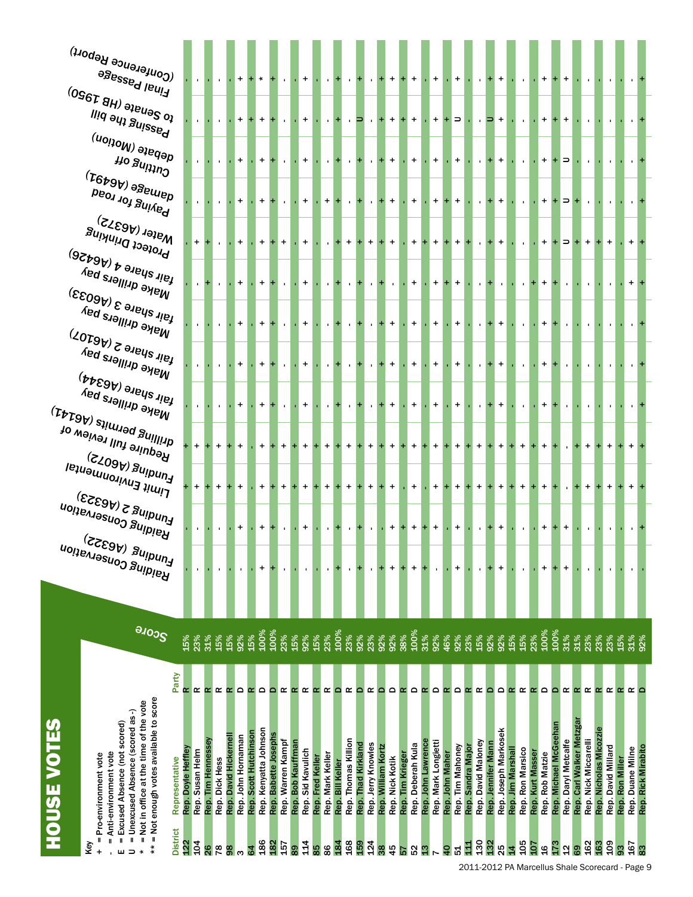# HOUSE VOTES

**Key**

- \+ = Pro-environment vote
- \- = Anti-environment vote
- E = Excused Absence (not scored)
- U = Unexcused Absence (scored as -)
- \* = Not in office at the time of the vote
- \*\* = Not enough votes available to score

| District | Representative | Party | Score | Raiding Conservation Funding (A6322) | Raiding Conservation Funding 2 (A6323) | Limit Environmental Funding (A6072) | Require full review of drilling permits (A6141) | Make drillers pay fair share (A6344) | Make drillers pay fair share 2 (A6107) | Make drillers pay fair share 3 (A6033) | Make drillers pay fair share 4 (A6426) | Protect Drinking Water (A6372) | Paying for road damage (A6491) | Cutting off debate (Motion) | Passing the bill to Senate (HB 1950) | Final Passage (Conference Report) |
|---|---|---|---|---|---|---|---|---|---|---|---|---|---|---|---|---|
| 122 | Rep. Doyle Heffley | R | 15% | - | - | + | + | - | - | - | - | - | - | - | - | - |
| 104 | Rep. Susan Helm | R | 23% | - | - | + | + | - | - | - | - | + | - | - | - | - |
| 26 | Rep. Tim Hennessey | R | 31% | - | - | + | + | - | - | - | + | + | - | - | - | - |
| 78 | Rep. Dick Hess | R | 15% | - | - | + | + | - | - | - | - | - | - | - | - | - |
| 98 | Rep. David Hickernell | R | 15% | - | - | + | + | - | - | - | - | - | - | - | - | - |
| 3 | Rep. John Hornaman | D | 92% | - | + | + | + | + | + | + | + | + | + | + | + | + |
| 64 | Rep. Scott Hutchinson | R | 15% | - | - | - | - | - | - | - | - | - | - | - | + | + |
| 186 | Rep. Kenyatta Johnson | D | 100% | + | + | + | + | + | + | + | + | + | + | + | + | * |
| 182 | Rep. Babette Josephs | D | 100% | + | + | + | + | + | + | + | + | + | + | + | + | + |
| 157 | Rep. Warren Kampf | R | 23% | - | - | + | + | - | - | - | - | + | - | - | - | - |
| 89 | Rep. Bob Kauffman | R | 15% | - | - | + | + | - | - | - | - | - | - | - | - | - |
| 114 | Rep. Sid Kavulich | D | 92% | - | + | + | + | + | + | + | + | + | + | + | + | + |
| 85 | Rep. Fred Keller | R | 15% | - | - | + | + | - | - | - | - | - | - | - | - | - |
| 86 | Rep. Mark Keller | R | 23% | - | - | + | + | - | - | - | - | - | + | - | - | - |
| 184 | Rep. Bill Keller | D | 100% | + | + | + | + | + | + | + | + | + | + | + | + | + |
| 168 | Rep. Thomas Killion | R | 23% | - | - | + | + | - | - | - | - | + | - | - | - | - |
| 159 | Rep. Thad Kirkland | D | 92% | + | + | + | + | + | + | + | + | + | + | + | U | + |
| 124 | Rep. Jerry Knowles | R | 23% | - | - | + | + | - | - | - | - | + | - | - | - | - |
| 38 | Rep. William Kortz | D | 92% | + | - | + | + | + | + | + | + | + | + | + | + | + |
| 45 | Rep. Nick Kotik | D | 92% | + | + | + | + | + | + | + | - | + | + | + | + | + |
| 57 | Rep. Tim Krieger | R | 38% | + | + | - | + | - | - | - | - | - | - | - | + | + |
| 52 | Rep. Deberah Kula | D | 100% | + | + | + | + | + | + | + | + | + | + | + | + | + |
| 13 | Rep. John Lawrence | R | 31% | + | + | - | + | - | - | - | - | + | - | - | - | - |
| 7 | Rep. Mark Longietti | D | 92% | - | + | + | + | + | + | + | + | + | + | + | + | + |
| 40 | Rep. John Maher | R | 46% | - | - | + | + | - | - | - | + | + | + | - | + | - |
| 51 | Rep. Tim Mahoney | D | 92% | + | + | + | + | + | + | + | + | + | + | + | U | + |
| 111 | Rep. Sandra Major | R | 23% | - | - | + | + | - | - | - | - | + | - | - | - | - |
| 130 | Rep. David Maloney | R | 15% | - | - | + | + | - | - | - | - | - | - | - | - | - |
| 132 | Rep. Jennifer Mann | D | 92% | + | + | + | + | + | + | + | + | + | + | + | U | + |
| 25 | Rep. Joseph Markosek | D | 92% | + | + | + | + | + | + | + | - | + | + | + | + | + |
| 14 | Rep. Jim Marshall | R | 15% | - | - | + | + | - | - | - | - | - | - | - | - | - |
| 105 | Rep. Ron Marsico | R | 15% | - | - | + | + | - | - | - | - | - | - | - | - | - |
| 107 | Rep. Kurt Masser | R | 23% | - | - | + | + | - | - | - | + | - | - | - | - | - |
| 16 | Rep. Rob Matzie | D | 100% | + | + | + | + | + | + | + | + | + | + | + | + | + |
| 173 | Rep. Michael McGeehan | D | 100% | + | + | + | + | + | + | + | + | + | + | + | + | + |
| 12 | Rep. Daryl Metcalfe | R | 31% | + | + | - | - | - | - | - | - | U | U | U | + | + |
| 69 | Rep. Carl Walker Metzgar | R | 31% | - | - | + | + | - | - | - | - | + | + | - | - | - |
| 162 | Rep. Nick Miccarelli | R | 23% | - | - | + | + | - | - | - | - | + | - | - | - | - |
| 163 | Rep. Nicholas Micozzie | R | 23% | - | - | + | + | - | - | - | - | + | - | - | - | - |
| 109 | Rep. David Millard | R | 23% | - | - | + | + | - | - | - | - | + | - | - | - | - |
| 93 | Rep. Ron Miller | R | 15% | - | - | + | + | - | - | - | - | - | - | - | - | - |
| 167 | Rep. Duane Milne | R | 31% | - | - | + | + | - | - | - | + | + | - | - | - | - |
| 83 | Rep. Rick Mirabito | D | 92% | - | + | + | + | + | + | + | + | + | + | + | + | + |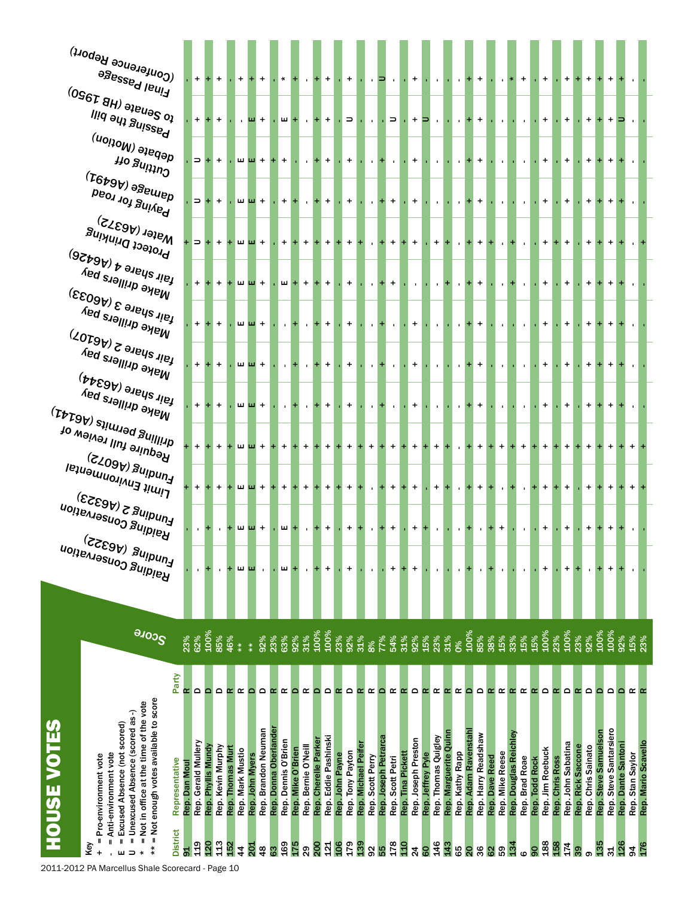# HOUSE VOTES

**Key**

- \+ = Pro-environment vote
- \- = Anti-environment vote
- E = Excused Absence (not scored)
- U = Unexcused Absence (scored as -)
- \* = Not in office at the time of the vote
- \*\* = Not enough votes available to score

| District | Representative | Party | Score | Raiding Conservation Funding (A6322) | Raiding Conservation Funding 2 (A6323) | Limit Environmental Funding (A6072) | Require full review of drilling permits (A6141) | Make drillers pay fair share (A6344) | Make drillers pay fair share 2 (A6107) | Make drillers pay fair share 3 (A6033) | Make drillers pay fair share 4 (A6426) | Protect Drinking Water (A6372) | Paying for road damage (A6491) | Cutting off debate (Motion) | Passing the bill to Senate (HB 1950) | Final Passage (Conference Report) |
|---|---|---|---|---|---|---|---|---|---|---|---|---|---|---|---|---|
| 91 | Rep. Dan Moul | R | 23% | - | - | + | + | - | - | - | - | + | - | - | - | - |
| 119 | Rep. Gerald Mullery | D | 62% | - | - | + | + | + | + | + | + | U | U | U | + | + |
| 120 | Rep. Phyllis Mundy | D | 100% | + | + | + | + | + | + | + | + | + | + | + | + | + |
| 113 | Rep. Kevin Murphy | D | 85% | - | - | + | + | + | + | + | + | + | + | + | + | + |
| 152 | Rep. Thomas Murt | R | 46% | + | + | + | + | - | - | - | + | + | - | - | - | - |
| 44 | Rep. Mark Mustio | R | ** | E | E | E | E | E | E | E | E | E | E | E | - | + |
| 201 | Rep. John Myers | D | ** | E | E | E | E | E | E | E | E | E | E | E | E | + |
| 48 | Rep. Brandon Neuman | D | 92% | - | + | + | + | + | + | + | + | + | + | + | + | + |
| 63 | Rep. Donna Oberlander | R | 23% | - | - | + | + | - | - | - | - | - | - | + | - | - |
| 169 | Rep. Dennis O'Brien | R | 63% | E | E | + | + | - | - | - | E | + | + | + | E | * |
| 175 | Rep. Mike O'Brien | D | 92% | + | - | + | + | + | + | + | + | + | + | + | + | + |
| 29 | Rep. Bernie O'Neill | R | 31% | - | - | + | + | - | - | - | + | + | - | - | - | - |
| 200 | Rep. Cherelle Parker | D | 100% | + | + | + | + | + | + | + | + | + | + | + | + | + |
| 121 | Rep. Eddie Pashinski | D | 100% | + | + | + | + | + | + | + | + | + | + | + | + | + |
| 106 | Rep. John Payne | R | 23% | - | - | + | + | - | - | - | - | + | - | - | - | - |
| 179 | Rep. Tony Payton | D | 92% | + | + | + | + | + | + | + | + | + | + | + | U | + |
| 139 | Rep. Michael Peifer | R | 31% | - | + | + | + | - | - | - | - | + | - | - | - | - |
| 92 | Rep. Scott Perry | R | 8% | - | - | - | + | - | - | - | - | - | - | - | - | - |
| 55 | Rep. Joseph Petrarca | D | 77% | - | + | + | + | + | + | + | + | + | + | + | - | U |
| 178 | Rep. Scott Petri | R | 54% | + | + | + | + | - | - | - | + | + | + | - | U | - |
| 110 | Rep. Tina Pickett | R | 31% | + | - | + | + | - | - | - | - | + | - | - | - | - |
| 24 | Rep. Joseph Preston | D | 92% | + | + | + | + | + | + | + | - | + | + | + | + | + |
| 60 | Rep. Jeffrey Pyle | R | 15% | - | + | - | + | - | - | - | - | - | - | - | U | - |
| 146 | Rep. Thomas Quigley | R | 23% | - | - | + | + | - | - | - | - | + | - | - | - | - |
| 143 | Rep. Marguerite Quinn | R | 31% | - | - | + | + | - | - | - | + | + | - | - | - | - |
| 65 | Rep. Kathy Rapp | R | 0% | - | - | - | - | - | - | - | - | - | - | - | - | - |
| 20 | Rep. Adam Ravenstahl | D | 100% | + | + | + | + | + | + | + | + | + | + | + | + | + |
| 36 | Rep. Harry Readshaw | D | 85% | - | - | + | + | + | + | + | + | + | + | + | + | + |
| 62 | Rep. Dave Reed | R | 38% | + | + | + | + | - | - | - | - | + | - | - | - | - |
| 59 | Rep. Mike Reese | R | 15% | - | + | - | + | - | - | - | - | - | - | - | - | - |
| 134 | Rep. Douglas Reichley | R | 33% | - | - | + | + | - | - | - | + | + | - | - | - | * |
| 6 | Rep. Brad Roae | R | 15% | - | - | - | + | - | - | - | - | - | - | - | - | + |
| 90 | Rep. Todd Rock | R | 15% | - | - | + | + | - | - | - | - | - | - | - | - | - |
| 188 | Rep. Jim Roebuck | D | 100% | + | + | + | + | + | + | + | + | + | + | + | + | + |
| 158 | Rep. Chris Ross | R | 23% | - | - | + | + | - | - | - | - | + | - | - | - | - |
| 174 | Rep. John Sabatina | D | 100% | + | + | + | + | + | + | + | + | + | + | + | + | + |
| 39 | Rep. Rick Saccone | R | 23% | + | - | - | + | - | - | - | - | - | - | - | - | + |
| 9 | Rep. Chris Sainato | D | 92% | - | + | + | + | + | + | + | + | + | + | + | + | + |
| 135 | Rep. Steve Samuelson | D | 100% | + | + | + | + | + | + | + | + | + | + | + | + | + |
| 31 | Rep. Steve Santarsiero | D | 100% | + | + | + | + | + | + | + | + | + | + | + | + | + |
| 126 | Rep. Dante Santoni | D | 92% | + | + | + | + | + | + | + | + | + | + | + | U | + |
| 94 | Rep. Stan Saylor | R | 15% | - | - | + | + | - | - | - | - | - | - | - | - | - |
| 176 | Rep. Mario Scavello | R | 23% | - | - | + | + | - | - | - | - | + | - | - | - | - |

2011-2012 PA Marcellus Shale Scorecard - Page 10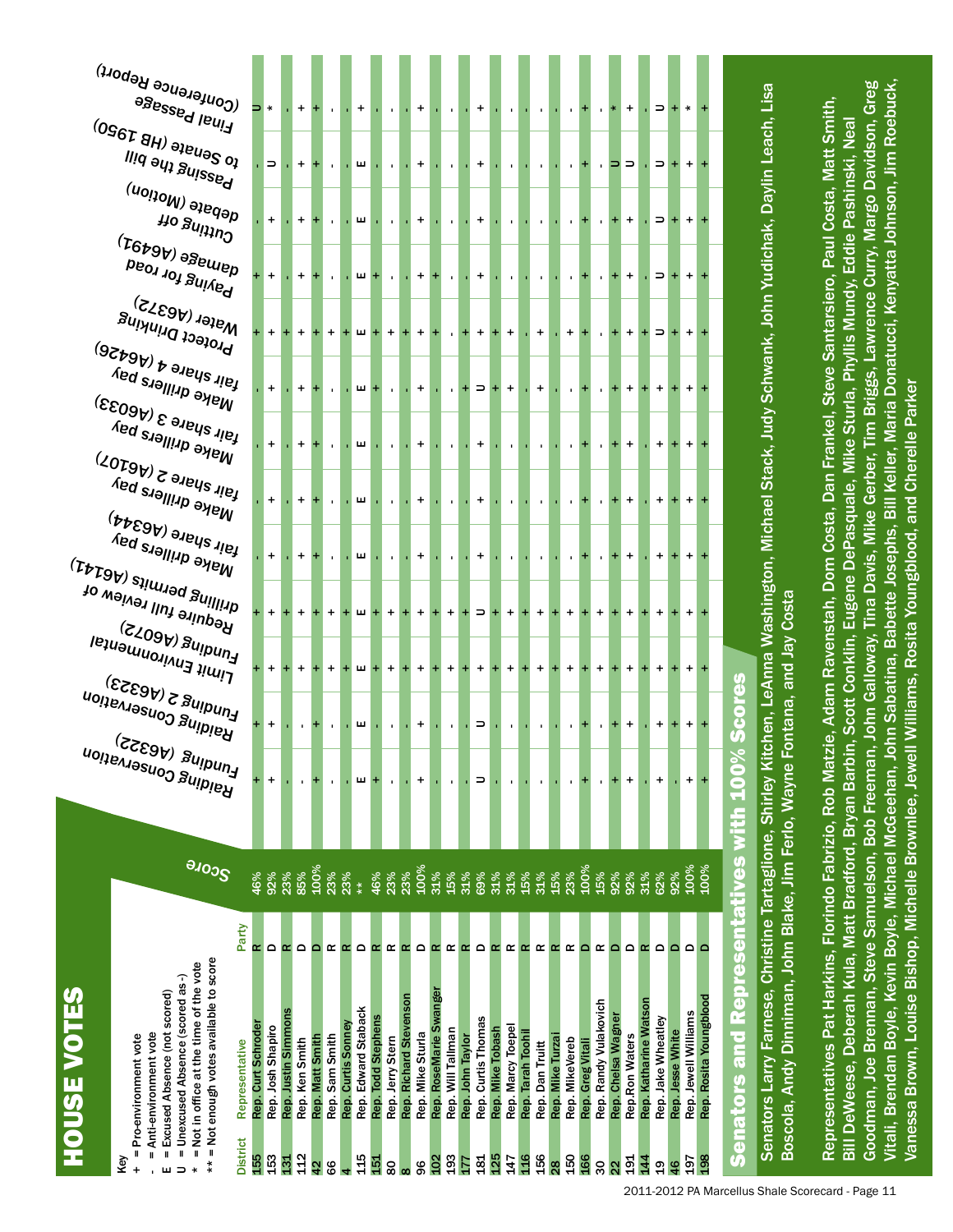# HOUSE VOTES

**Key**

- \+ = Pro-environment vote
- \- = Anti-environment vote
- E = Excused Absence (not scored)
- U = Unexcused Absence (scored as -)
- \* = Not in office at the time of the vote
- \*\* = Not enough votes available to score

| District | Representative | Party | Score | Raiding Conservation Funding (A6322) | Raiding Conservation Funding 2 (A6323) | Limit Environmental Funding (A6072) | Require full review of drilling permits (A6141) | Make drillers pay fair share (A6344) | Make drillers pay fair share 2 (A6107) | Make drillers pay fair share 3 (A6033) | Make drillers pay fair share 4 (A6426) | Protect Drinking Water (A6372) | Paying for road damage (A6491) | Cutting off debate (Motion) | Passing the bill to Senate (HB 1950) | Final Passage (Conference Report) |
|---|---|---|---|---|---|---|---|---|---|---|---|---|---|---|---|---|
| 155 | Rep. Curt Schroder | R | 46% | + | + | + | + | - | - | - | - | + | + | - | - | U |
| 153 | Rep. Josh Shapiro | D | 92% | + | + | + | + | + | + | + | + | + | + | + | U | * |
| 131 | Rep. Justin Simmons | R | 23% | - | - | + | + | - | - | - | - | + | - | - | - | - |
| 112 | Rep. Ken Smith | D | 85% | - | - | + | + | + | + | + | + | + | + | + | + | + |
| 42 | Rep. Matt Smith | D | 100% | + | + | + | + | + | + | + | + | + | + | + | + | + |
| 66 | Rep. Sam Smith | R | 23% | - | - | + | + | - | - | - | - | + | - | - | - | - |
| 4 | Rep. Curtis Sonney | R | 23% | - | - | + | + | - | - | - | - | + | - | - | - | - |
| 115 | Rep. Edward Staback | D | ** | E | E | E | E | E | E | E | E | E | E | E | E | + |
| 151 | Rep. Todd Stephens | R | 46% | + | - | + | + | - | - | - | + | + | + | - | - | - |
| 80 | Rep. Jerry Stern | R | 23% | - | - | + | + | - | - | - | - | + | - | - | - | - |
| 8 | Rep. Richard Stevenson | R | 23% | - | - | + | + | - | - | - | - | + | - | - | - | - |
| 96 | Rep. Mike Sturla | D | 100% | + | + | + | + | + | + | + | + | + | + | + | + | + |
| 102 | Rep. RoseMarie Swanger | R | 31% | - | - | + | + | - | - | - | - | + | + | - | - | - |
| 193 | Rep. Will Tallman | R | 15% | - | - | + | + | - | - | - | - | - | - | - | - | - |
| 177 | Rep. John Taylor | R | 31% | - | - | + | + | - | - | - | + | + | - | - | - | - |
| 181 | Rep. Curtis Thomas | D | 69% | U | U | + | U | + | + | + | U | + | + | + | + | + |
| 125 | Rep. Mike Tobash | R | 31% | - | - | + | + | - | - | - | + | + | - | - | - | - |
| 147 | Rep. Marcy Toepel | R | 31% | - | - | + | + | - | - | - | + | + | - | - | - | - |
| 116 | Rep. Tarah Toohil | R | 15% | - | - | + | + | - | - | - | - | - | - | - | - | - |
| 156 | Rep. Dan Truitt | R | 31% | - | - | + | + | - | - | - | + | + | - | - | - | - |
| 28 | Rep. Mike Turzai | R | 15% | - | - | + | + | - | - | - | - | - | - | - | - | - |
| 150 | Rep. MikeVereb | R | 23% | - | - | + | + | - | - | - | - | + | - | - | - | - |
| 166 | Rep. Greg Vitali | D | 100% | + | + | + | + | + | + | + | + | + | + | + | + | + |
| 30 | Rep. Randy Vulakovich | R | 15% | - | - | + | + | - | - | - | - | - | - | - | - | - |
| 22 | Rep. Chelsa Wagner | D | 92% | + | + | + | + | + | + | + | + | + | + | + | U | * |
| 191 | Rep.Ron Waters | D | 92% | + | + | + | + | + | + | + | + | + | + | + | U | + |
| 144 | Rep. Katharine Watson | R | 31% | - | - | + | + | - | - | - | + | + | - | - | - | - |
| 19 | Rep. Jake Wheatley | D | 62% | + | + | + | + | + | + | + | + | U | U | U | U | U |
| 46 | Rep. Jesse White | D | 92% | - | + | + | + | + | + | + | + | + | + | + | + | + |
| 197 | Rep. Jewell Williams | D | 100% | + | + | + | + | + | + | + | + | + | + | + | + | * |
| 198 | Rep. Rosita Youngblood | D | 100% | + | + | + | + | + | + | + | + | + | + | + | + | + |

## Senators and Representatives with 100% Scores

Senators Larry Farnese, Christine Tartaglione, Shirley Kitchen, LeAnna Washington, Michael Stack, Judy Schwank, John Yudichak, Daylin Leach, Lisa Boscola, Andy Dinniman, John Blake, Jim Ferlo, Wayne Fontana, and Jay Costa

Representatives Pat Harkins, Florindo Fabrizio, Rob Matzie, Adam Ravenstah, Dom Costa, Dan Frankel, Steve Santarsiero, Paul Costa, Matt Smith, Bill DeWeese, Deberah Kula, Matt Bradford, Bryan Barbin, Scott Conklin, Eugene DePasquale, Mike Sturla, Phyllis Mundy, Eddie Pashinski, Neal Goodman, Joe Brennan, Steve Samuelson, Bob Freeman, John Galloway, Tina Davis, Mike Gerber, Tim Briggs, Lawrence Curry, Margo Davidson, Greg Vitali, Brendan Boyle, Kevin Boyle, Michael McGeehan, John Sabatina, Babette Josephs, Bill Keller, Maria Donatucci, Kenyatta Johnson, Jim Roebuck, Vanessa Brown, Louise Bishop, Michelle Brownlee, Jewell Williams, Rosita Youngblood, and Cherelle Parker